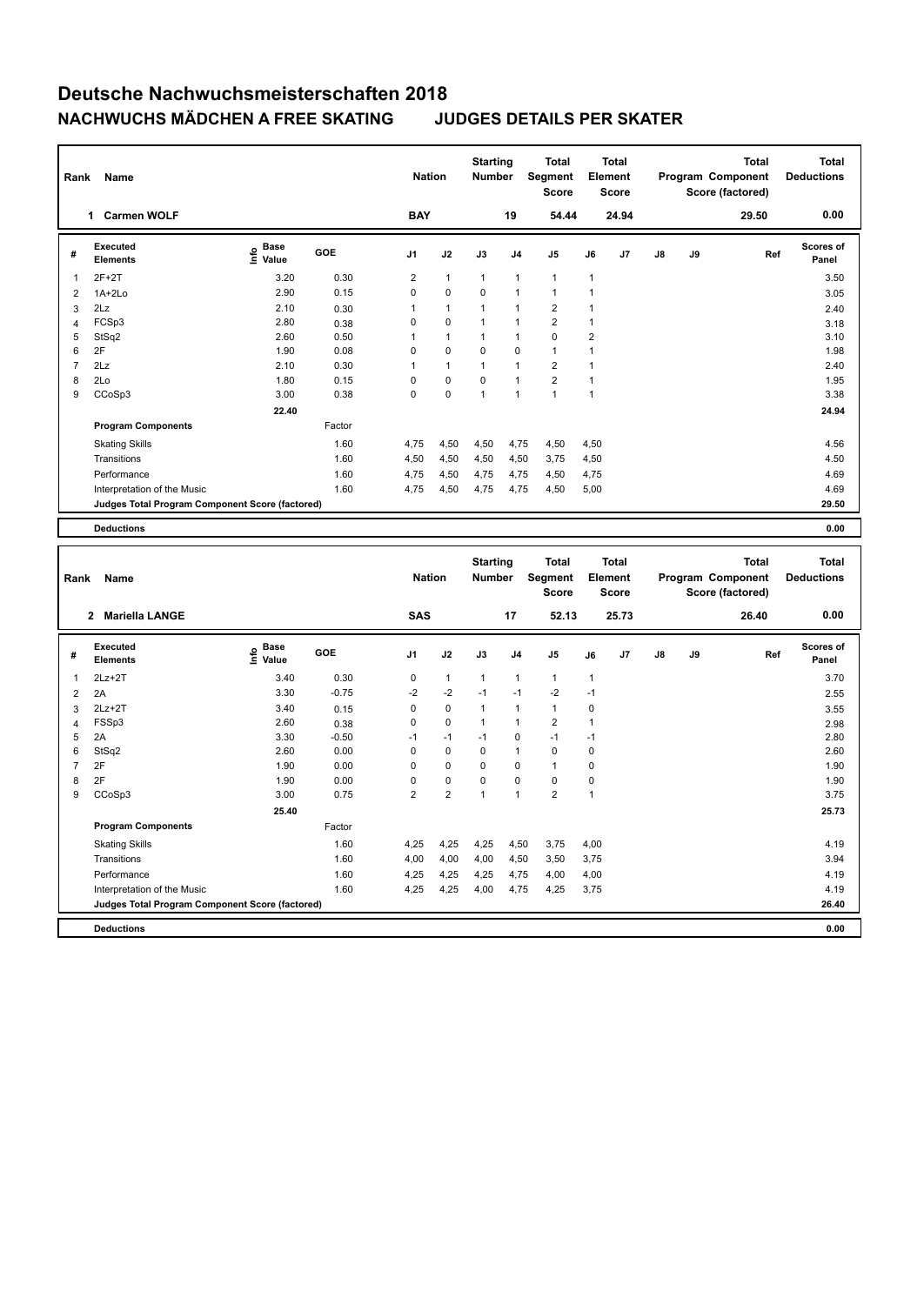# Deutsche Nachwuchsmeisterschaften 2018

## NACHWUCHS MÄDCHEN A FREE SKATING JUDGES DETAILS PER SKATER

| Rank | Name | Nation | Starting Number | Total Segment Score | Total Element Score | Total Program Component Score (factored) | Total Deductions |
|---|---|---|---|---|---|---|---|
| 1 | Carmen WOLF | BAY | 19 | 54.44 | 24.94 | 29.50 | 0.00 |

| # | Executed Elements | Info | Base Value | GOE | J1 | J2 | J3 | J4 | J5 | J6 | J7 | J8 | J9 | Ref | Scores of Panel |
|---|---|---|---|---|---|---|---|---|---|---|---|---|---|---|---|
| 1 | 2F+2T | | 3.20 | 0.30 | 2 | 1 | 1 | 1 | 1 | 1 | | | | | 3.50 |
| 2 | 1A+2Lo | | 2.90 | 0.15 | 0 | 0 | 0 | 1 | 1 | 1 | | | | | 3.05 |
| 3 | 2Lz | | 2.10 | 0.30 | 1 | 1 | 1 | 1 | 2 | 1 | | | | | 2.40 |
| 4 | FCSp3 | | 2.80 | 0.38 | 0 | 0 | 1 | 1 | 2 | 1 | | | | | 3.18 |
| 5 | StSq2 | | 2.60 | 0.50 | 1 | 1 | 1 | 1 | 0 | 2 | | | | | 3.10 |
| 6 | 2F | | 1.90 | 0.08 | 0 | 0 | 0 | 0 | 1 | 1 | | | | | 1.98 |
| 7 | 2Lz | | 2.10 | 0.30 | 1 | 1 | 1 | 1 | 2 | 1 | | | | | 2.40 |
| 8 | 2Lo | | 1.80 | 0.15 | 0 | 0 | 0 | 1 | 2 | 1 | | | | | 1.95 |
| 9 | CCoSp3 | | 3.00 | 0.38 | 0 | 0 | 1 | 1 | 1 | 1 | | | | | 3.38 |
| | | | 22.40 | | | | | | | | | | | | 24.94 |
| | **Program Components** | | | Factor | | | | | | | | | | | |
| | Skating Skills | | | 1.60 | 4,75 | 4,50 | 4,50 | 4,75 | 4,50 | 4,50 | | | | | 4.56 |
| | Transitions | | | 1.60 | 4,50 | 4,50 | 4,50 | 4,50 | 3,75 | 4,50 | | | | | 4.50 |
| | Performance | | | 1.60 | 4,75 | 4,50 | 4,75 | 4,75 | 4,50 | 4,75 | | | | | 4.69 |
| | Interpretation of the Music | | | 1.60 | 4,75 | 4,50 | 4,75 | 4,75 | 4,50 | 5,00 | | | | | 4.69 |
| | **Judges Total Program Component Score (factored)** | | | | | | | | | | | | | | 29.50 |
| | **Deductions** | | | | | | | | | | | | | | 0.00 |

| Rank | Name | Nation | Starting Number | Total Segment Score | Total Element Score | Total Program Component Score (factored) | Total Deductions |
|---|---|---|---|---|---|---|---|
| 2 | Mariella LANGE | SAS | 17 | 52.13 | 25.73 | 26.40 | 0.00 |

| # | Executed Elements | Info | Base Value | GOE | J1 | J2 | J3 | J4 | J5 | J6 | J7 | J8 | J9 | Ref | Scores of Panel |
|---|---|---|---|---|---|---|---|---|---|---|---|---|---|---|---|
| 1 | 2Lz+2T | | 3.40 | 0.30 | 0 | 1 | 1 | 1 | 1 | 1 | | | | | 3.70 |
| 2 | 2A | | 3.30 | -0.75 | -2 | -2 | -1 | -1 | -2 | -1 | | | | | 2.55 |
| 3 | 2Lz+2T | | 3.40 | 0.15 | 0 | 0 | 1 | 1 | 1 | 0 | | | | | 3.55 |
| 4 | FSSp3 | | 2.60 | 0.38 | 0 | 0 | 1 | 1 | 2 | 1 | | | | | 2.98 |
| 5 | 2A | | 3.30 | -0.50 | -1 | -1 | -1 | 0 | -1 | -1 | | | | | 2.80 |
| 6 | StSq2 | | 2.60 | 0.00 | 0 | 0 | 0 | 1 | 0 | 0 | | | | | 2.60 |
| 7 | 2F | | 1.90 | 0.00 | 0 | 0 | 0 | 0 | 1 | 0 | | | | | 1.90 |
| 8 | 2F | | 1.90 | 0.00 | 0 | 0 | 0 | 0 | 0 | 0 | | | | | 1.90 |
| 9 | CCoSp3 | | 3.00 | 0.75 | 2 | 2 | 1 | 1 | 2 | 1 | | | | | 3.75 |
| | | | 25.40 | | | | | | | | | | | | 25.73 |
| | **Program Components** | | | Factor | | | | | | | | | | | |
| | Skating Skills | | | 1.60 | 4,25 | 4,25 | 4,25 | 4,50 | 3,75 | 4,00 | | | | | 4.19 |
| | Transitions | | | 1.60 | 4,00 | 4,00 | 4,00 | 4,50 | 3,50 | 3,75 | | | | | 3.94 |
| | Performance | | | 1.60 | 4,25 | 4,25 | 4,25 | 4,75 | 4,00 | 4,00 | | | | | 4.19 |
| | Interpretation of the Music | | | 1.60 | 4,25 | 4,25 | 4,00 | 4,75 | 4,25 | 3,75 | | | | | 4.19 |
| | **Judges Total Program Component Score (factored)** | | | | | | | | | | | | | | 26.40 |
| | **Deductions** | | | | | | | | | | | | | | 0.00 |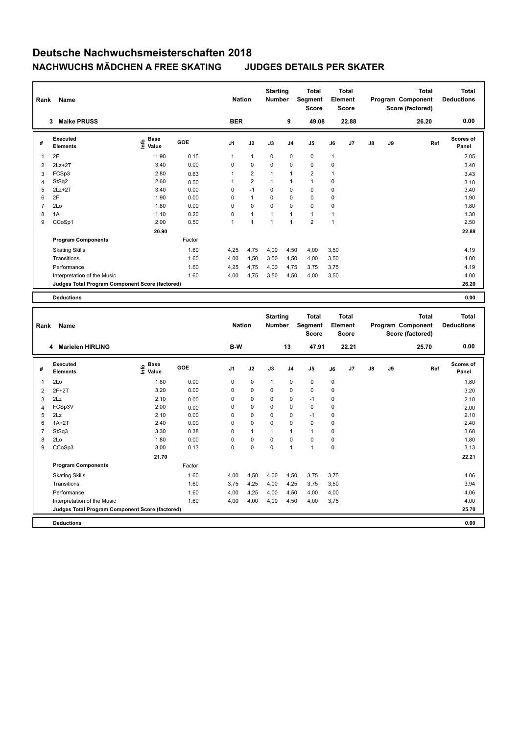# Deutsche Nachwuchsmeisterschaften 2018

## NACHWUCHS MÄDCHEN A FREE SKATING JUDGES DETAILS PER SKATER

| Rank | Name | Nation | Starting Number | Total Segment Score | Total Element Score | Total Program Component Score (factored) | Total Deductions |
|---|---|---|---|---|---|---|---|
| 3 | Maike PRUSS | BER | 9 | 49.08 | 22.88 | 26.20 | 0.00 |

| # | Executed Elements | Info | Base Value | GOE | J1 | J2 | J3 | J4 | J5 | J6 | J7 | J8 | J9 | Ref | Scores of Panel |
|---|---|---|---|---|---|---|---|---|---|---|---|---|---|---|---|
| 1 | 2F | | 1.90 | 0.15 | 1 | 1 | 0 | 0 | 0 | 1 | | | | | 2.05 |
| 2 | 2Lz+2T | | 3.40 | 0.00 | 0 | 0 | 0 | 0 | 0 | 0 | | | | | 3.40 |
| 3 | FCSp3 | | 2.80 | 0.63 | 1 | 2 | 1 | 1 | 2 | 1 | | | | | 3.43 |
| 4 | StSq2 | | 2.60 | 0.50 | 1 | 2 | 1 | 1 | 1 | 0 | | | | | 3.10 |
| 5 | 2Lz+2T | | 3.40 | 0.00 | 0 | -1 | 0 | 0 | 0 | 0 | | | | | 3.40 |
| 6 | 2F | | 1.90 | 0.00 | 0 | 1 | 0 | 0 | 0 | 0 | | | | | 1.90 |
| 7 | 2Lo | | 1.80 | 0.00 | 0 | 0 | 0 | 0 | 0 | 0 | | | | | 1.80 |
| 8 | 1A | | 1.10 | 0.20 | 0 | 1 | 1 | 1 | 1 | 1 | | | | | 1.30 |
| 9 | CCoSp1 | | 2.00 | 0.50 | 1 | 1 | 1 | 1 | 2 | 1 | | | | | 2.50 |
| | | | 20.90 | | | | | | | | | | | | 22.88 |
| | **Program Components** | | | Factor | | | | | | | | | | | |
| | Skating Skills | | | 1.60 | 4,25 | 4,75 | 4,00 | 4,50 | 4,00 | 3,50 | | | | | 4.19 |
| | Transitions | | | 1.60 | 4,00 | 4,50 | 3,50 | 4,50 | 4,00 | 3,50 | | | | | 4.00 |
| | Performance | | | 1.60 | 4,25 | 4,75 | 4,00 | 4,75 | 3,75 | 3,75 | | | | | 4.19 |
| | Interpretation of the Music | | | 1.60 | 4,00 | 4,75 | 3,50 | 4,50 | 4,00 | 3,50 | | | | | 4.00 |
| | **Judges Total Program Component Score (factored)** | | | | | | | | | | | | | | 26.20 |
| | **Deductions** | | | | | | | | | | | | | | 0.00 |

| Rank | Name | Nation | Starting Number | Total Segment Score | Total Element Score | Total Program Component Score (factored) | Total Deductions |
|---|---|---|---|---|---|---|---|
| 4 | Marielen HIRLING | B-W | 13 | 47.91 | 22.21 | 25.70 | 0.00 |

| # | Executed Elements | Info | Base Value | GOE | J1 | J2 | J3 | J4 | J5 | J6 | J7 | J8 | J9 | Ref | Scores of Panel |
|---|---|---|---|---|---|---|---|---|---|---|---|---|---|---|---|
| 1 | 2Lo | | 1.80 | 0.00 | 0 | 0 | 1 | 0 | 0 | 0 | | | | | 1.80 |
| 2 | 2F+2T | | 3.20 | 0.00 | 0 | 0 | 0 | 0 | 0 | 0 | | | | | 3.20 |
| 3 | 2Lz | | 2.10 | 0.00 | 0 | 0 | 0 | 0 | -1 | 0 | | | | | 2.10 |
| 4 | FCSp3V | | 2.00 | 0.00 | 0 | 0 | 0 | 0 | 0 | 0 | | | | | 2.00 |
| 5 | 2Lz | | 2.10 | 0.00 | 0 | 0 | 0 | 0 | -1 | 0 | | | | | 2.10 |
| 6 | 1A+2T | | 2.40 | 0.00 | 0 | 0 | 0 | 0 | 0 | 0 | | | | | 2.40 |
| 7 | StSq3 | | 3.30 | 0.38 | 0 | 1 | 1 | 1 | 1 | 0 | | | | | 3.68 |
| 8 | 2Lo | | 1.80 | 0.00 | 0 | 0 | 0 | 0 | 0 | 0 | | | | | 1.80 |
| 9 | CCoSp3 | | 3.00 | 0.13 | 0 | 0 | 0 | 1 | 1 | 0 | | | | | 3.13 |
| | | | 21.70 | | | | | | | | | | | | 22.21 |
| | **Program Components** | | | Factor | | | | | | | | | | | |
| | Skating Skills | | | 1.60 | 4,00 | 4,50 | 4,00 | 4,50 | 3,75 | 3,75 | | | | | 4.06 |
| | Transitions | | | 1.60 | 3,75 | 4,25 | 4,00 | 4,25 | 3,75 | 3,50 | | | | | 3.94 |
| | Performance | | | 1.60 | 4,00 | 4,25 | 4,00 | 4,50 | 4,00 | 4,00 | | | | | 4.06 |
| | Interpretation of the Music | | | 1.60 | 4,00 | 4,00 | 4,00 | 4,50 | 4,00 | 3,75 | | | | | 4.00 |
| | **Judges Total Program Component Score (factored)** | | | | | | | | | | | | | | 25.70 |
| | **Deductions** | | | | | | | | | | | | | | 0.00 |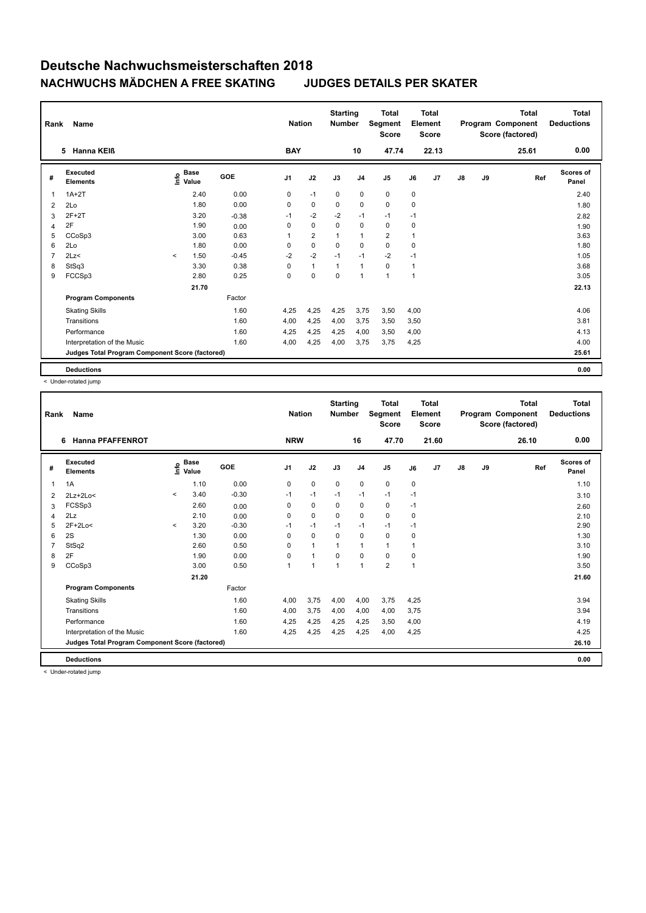# Deutsche Nachwuchsmeisterschaften 2018

## NACHWUCHS MÄDCHEN A FREE SKATING    JUDGES DETAILS PER SKATER

| Rank | Name | Nation | Starting Number | Total Segment Score | Total Element Score | Total Program Component Score (factored) | Total Deductions |
|---|---|---|---|---|---|---|---|
| 5 | Hanna KEIß | BAY | 10 | 47.74 | 22.13 | 25.61 | 0.00 |

| # | Executed Elements | Info | Base Value | GOE | J1 | J2 | J3 | J4 | J5 | J6 | J7 | J8 | J9 | Ref | Scores of Panel |
|---|---|---|---|---|---|---|---|---|---|---|---|---|---|---|---|
| 1 | 1A+2T | | 2.40 | 0.00 | 0 | -1 | 0 | 0 | 0 | 0 | | | | | 2.40 |
| 2 | 2Lo | | 1.80 | 0.00 | 0 | 0 | 0 | 0 | 0 | 0 | | | | | 1.80 |
| 3 | 2F+2T | | 3.20 | -0.38 | -1 | -2 | -2 | -1 | -1 | -1 | | | | | 2.82 |
| 4 | 2F | | 1.90 | 0.00 | 0 | 0 | 0 | 0 | 0 | 0 | | | | | 1.90 |
| 5 | CCoSp3 | | 3.00 | 0.63 | 1 | 2 | 1 | 1 | 2 | 1 | | | | | 3.63 |
| 6 | 2Lo | | 1.80 | 0.00 | 0 | 0 | 0 | 0 | 0 | 0 | | | | | 1.80 |
| 7 | 2Lz< | < | 1.50 | -0.45 | -2 | -2 | -1 | -1 | -2 | -1 | | | | | 1.05 |
| 8 | StSq3 | | 3.30 | 0.38 | 0 | 1 | 1 | 1 | 0 | 1 | | | | | 3.68 |
| 9 | FCCSp3 | | 2.80 | 0.25 | 0 | 0 | 0 | 1 | 1 | 1 | | | | | 3.05 |
| | | | 21.70 | | | | | | | | | | | | 22.13 |
| | **Program Components** | | | Factor | | | | | | | | | | | |
| | Skating Skills | | | 1.60 | 4,25 | 4,25 | 4,25 | 3,75 | 3,50 | 4,00 | | | | | 4.06 |
| | Transitions | | | 1.60 | 4,00 | 4,25 | 4,00 | 3,75 | 3,50 | 3,50 | | | | | 3.81 |
| | Performance | | | 1.60 | 4,25 | 4,25 | 4,25 | 4,00 | 3,50 | 4,00 | | | | | 4.13 |
| | Interpretation of the Music | | | 1.60 | 4,00 | 4,25 | 4,00 | 3,75 | 3,75 | 4,25 | | | | | 4.00 |
| | **Judges Total Program Component Score (factored)** | | | | | | | | | | | | | | 25.61 |
| | **Deductions** | | | | | | | | | | | | | | 0.00 |

< Under-rotated jump

| Rank | Name | Nation | Starting Number | Total Segment Score | Total Element Score | Total Program Component Score (factored) | Total Deductions |
|---|---|---|---|---|---|---|---|
| 6 | Hanna PFAFFENROT | NRW | 16 | 47.70 | 21.60 | 26.10 | 0.00 |

| # | Executed Elements | Info | Base Value | GOE | J1 | J2 | J3 | J4 | J5 | J6 | J7 | J8 | J9 | Ref | Scores of Panel |
|---|---|---|---|---|---|---|---|---|---|---|---|---|---|---|---|
| 1 | 1A | | 1.10 | 0.00 | 0 | 0 | 0 | 0 | 0 | 0 | | | | | 1.10 |
| 2 | 2Lz+2Lo< | < | 3.40 | -0.30 | -1 | -1 | -1 | -1 | -1 | -1 | | | | | 3.10 |
| 3 | FCSSp3 | | 2.60 | 0.00 | 0 | 0 | 0 | 0 | 0 | -1 | | | | | 2.60 |
| 4 | 2Lz | | 2.10 | 0.00 | 0 | 0 | 0 | 0 | 0 | 0 | | | | | 2.10 |
| 5 | 2F+2Lo< | < | 3.20 | -0.30 | -1 | -1 | -1 | -1 | -1 | -1 | | | | | 2.90 |
| 6 | 2S | | 1.30 | 0.00 | 0 | 0 | 0 | 0 | 0 | 0 | | | | | 1.30 |
| 7 | StSq2 | | 2.60 | 0.50 | 0 | 1 | 1 | 1 | 1 | 1 | | | | | 3.10 |
| 8 | 2F | | 1.90 | 0.00 | 0 | 1 | 0 | 0 | 0 | 0 | | | | | 1.90 |
| 9 | CCoSp3 | | 3.00 | 0.50 | 1 | 1 | 1 | 1 | 2 | 1 | | | | | 3.50 |
| | | | 21.20 | | | | | | | | | | | | 21.60 |
| | **Program Components** | | | Factor | | | | | | | | | | | |
| | Skating Skills | | | 1.60 | 4,00 | 3,75 | 4,00 | 4,00 | 3,75 | 4,25 | | | | | 3.94 |
| | Transitions | | | 1.60 | 4,00 | 3,75 | 4,00 | 4,00 | 4,00 | 3,75 | | | | | 3.94 |
| | Performance | | | 1.60 | 4,25 | 4,25 | 4,25 | 4,25 | 3,50 | 4,00 | | | | | 4.19 |
| | Interpretation of the Music | | | 1.60 | 4,25 | 4,25 | 4,25 | 4,25 | 4,00 | 4,25 | | | | | 4.25 |
| | **Judges Total Program Component Score (factored)** | | | | | | | | | | | | | | 26.10 |
| | **Deductions** | | | | | | | | | | | | | | 0.00 |

< Under-rotated jump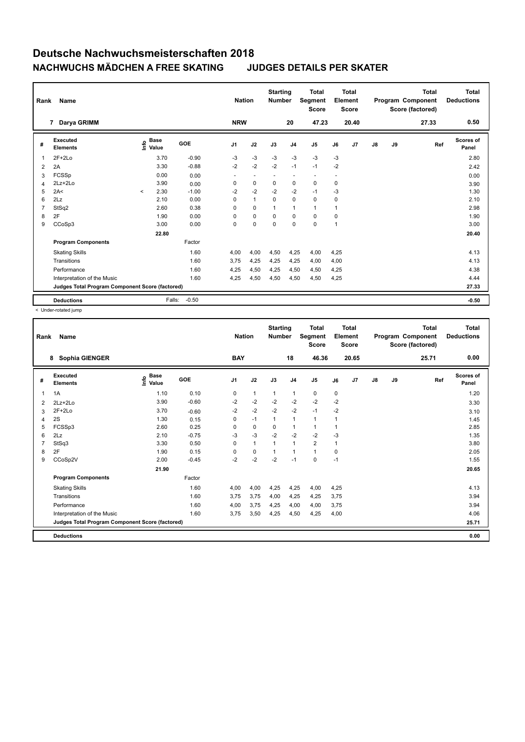# Deutsche Nachwuchsmeisterschaften 2018

## NACHWUCHS MÄDCHEN A FREE SKATING        JUDGES DETAILS PER SKATER

| Rank | Name | Nation | Starting Number | Total Segment Score | Total Element Score | Total Program Component Score (factored) | Total Deductions |
|---|---|---|---|---|---|---|---|
| 7 | Darya GRIMM | NRW | 20 | 47.23 | 20.40 | 27.33 | 0.50 |

| # | Executed Elements | Info | Base Value | GOE | J1 | J2 | J3 | J4 | J5 | J6 | J7 | J8 | J9 | Ref | Scores of Panel |
|---|---|---|---|---|---|---|---|---|---|---|---|---|---|---|---|
| 1 | 2F+2Lo | | 3.70 | -0.90 | -3 | -3 | -3 | -3 | -3 | -3 | | | | | 2.80 |
| 2 | 2A | | 3.30 | -0.88 | -2 | -2 | -2 | -1 | -1 | -2 | | | | | 2.42 |
| 3 | FCSSp | | 0.00 | 0.00 | - | - | - | - | - | - | | | | | 0.00 |
| 4 | 2Lz+2Lo | | 3.90 | 0.00 | 0 | 0 | 0 | 0 | 0 | 0 | | | | | 3.90 |
| 5 | 2A< | < | 2.30 | -1.00 | -2 | -2 | -2 | -2 | -1 | -3 | | | | | 1.30 |
| 6 | 2Lz | | 2.10 | 0.00 | 0 | 1 | 0 | 0 | 0 | 0 | | | | | 2.10 |
| 7 | StSq2 | | 2.60 | 0.38 | 0 | 0 | 1 | 1 | 1 | 1 | | | | | 2.98 |
| 8 | 2F | | 1.90 | 0.00 | 0 | 0 | 0 | 0 | 0 | 0 | | | | | 1.90 |
| 9 | CCoSp3 | | 3.00 | 0.00 | 0 | 0 | 0 | 0 | 0 | 1 | | | | | 3.00 |
| | | | 22.80 | | | | | | | | | | | | 20.40 |
| | **Program Components** | | | Factor | | | | | | | | | | | |
| | Skating Skills | | | 1.60 | 4,00 | 4,00 | 4,50 | 4,25 | 4,00 | 4,25 | | | | | 4.13 |
| | Transitions | | | 1.60 | 3,75 | 4,25 | 4,25 | 4,25 | 4,00 | 4,00 | | | | | 4.13 |
| | Performance | | | 1.60 | 4,25 | 4,50 | 4,25 | 4,50 | 4,50 | 4,25 | | | | | 4.38 |
| | Interpretation of the Music | | | 1.60 | 4,25 | 4,50 | 4,50 | 4,50 | 4,50 | 4,25 | | | | | 4.44 |
| | **Judges Total Program Component Score (factored)** | | | | | | | | | | | | | | 27.33 |
| | **Deductions** | | Falls: | -0.50 | | | | | | | | | | | -0.50 |

< Under-rotated jump

| Rank | Name | Nation | Starting Number | Total Segment Score | Total Element Score | Total Program Component Score (factored) | Total Deductions |
|---|---|---|---|---|---|---|---|
| 8 | Sophia GIENGER | BAY | 18 | 46.36 | 20.65 | 25.71 | 0.00 |

| # | Executed Elements | Info | Base Value | GOE | J1 | J2 | J3 | J4 | J5 | J6 | J7 | J8 | J9 | Ref | Scores of Panel |
|---|---|---|---|---|---|---|---|---|---|---|---|---|---|---|---|
| 1 | 1A | | 1.10 | 0.10 | 0 | 1 | 1 | 1 | 0 | 0 | | | | | 1.20 |
| 2 | 2Lz+2Lo | | 3.90 | -0.60 | -2 | -2 | -2 | -2 | -2 | -2 | | | | | 3.30 |
| 3 | 2F+2Lo | | 3.70 | -0.60 | -2 | -2 | -2 | -2 | -1 | -2 | | | | | 3.10 |
| 4 | 2S | | 1.30 | 0.15 | 0 | -1 | 1 | 1 | 1 | 1 | | | | | 1.45 |
| 5 | FCSSp3 | | 2.60 | 0.25 | 0 | 0 | 0 | 1 | 1 | 1 | | | | | 2.85 |
| 6 | 2Lz | | 2.10 | -0.75 | -3 | -3 | -2 | -2 | -2 | -3 | | | | | 1.35 |
| 7 | StSq3 | | 3.30 | 0.50 | 0 | 1 | 1 | 1 | 2 | 1 | | | | | 3.80 |
| 8 | 2F | | 1.90 | 0.15 | 0 | 0 | 1 | 1 | 1 | 0 | | | | | 2.05 |
| 9 | CCoSp2V | | 2.00 | -0.45 | -2 | -2 | -2 | -1 | 0 | -1 | | | | | 1.55 |
| | | | 21.90 | | | | | | | | | | | | 20.65 |
| | **Program Components** | | | Factor | | | | | | | | | | | |
| | Skating Skills | | | 1.60 | 4,00 | 4,00 | 4,25 | 4,25 | 4,00 | 4,25 | | | | | 4.13 |
| | Transitions | | | 1.60 | 3,75 | 3,75 | 4,00 | 4,25 | 4,25 | 3,75 | | | | | 3.94 |
| | Performance | | | 1.60 | 4,00 | 3,75 | 4,25 | 4,00 | 4,00 | 3,75 | | | | | 3.94 |
| | Interpretation of the Music | | | 1.60 | 3,75 | 3,50 | 4,25 | 4,50 | 4,25 | 4,00 | | | | | 4.06 |
| | **Judges Total Program Component Score (factored)** | | | | | | | | | | | | | | 25.71 |
| | **Deductions** | | | | | | | | | | | | | | 0.00 |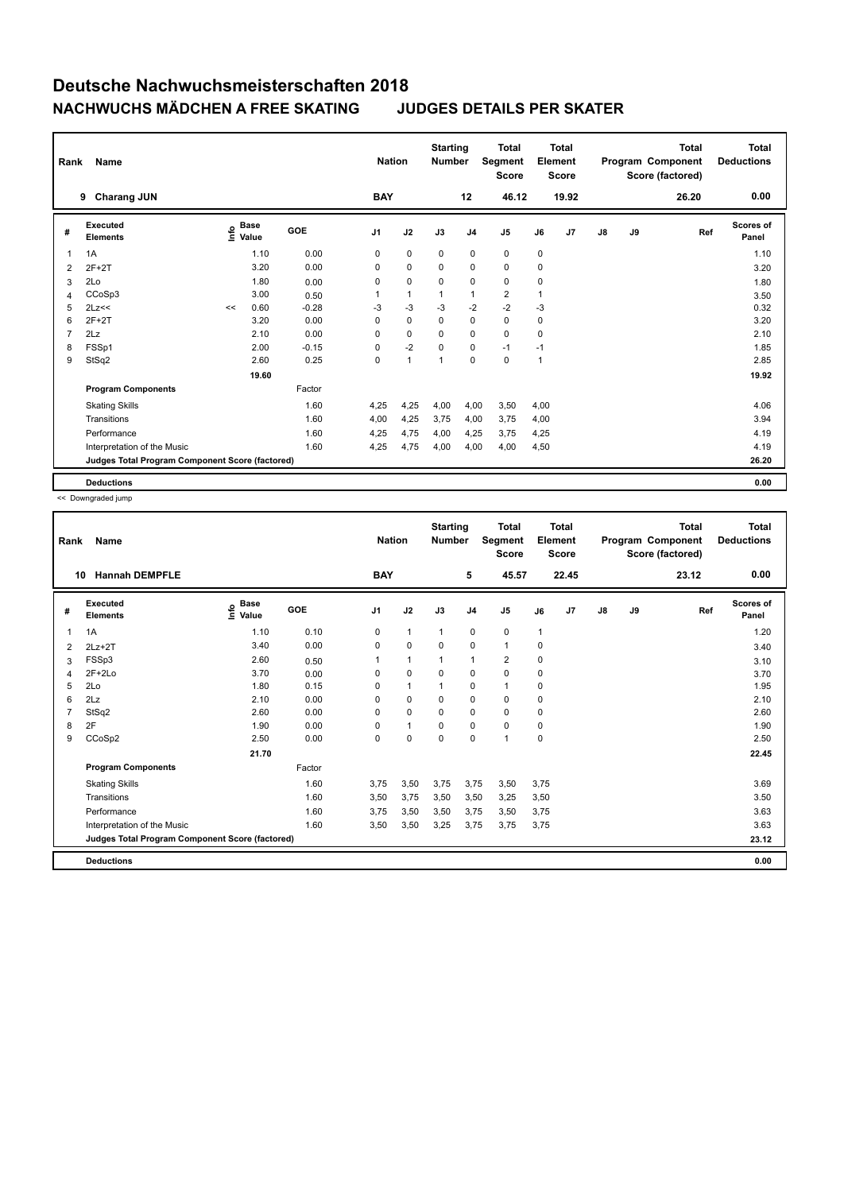# Deutsche Nachwuchsmeisterschaften 2018

## NACHWUCHS MÄDCHEN A FREE SKATING JUDGES DETAILS PER SKATER

| Rank | Name | Nation | Starting Number | Total Segment Score | Total Element Score | Total Program Component Score (factored) | Total Deductions |
|---|---|---|---|---|---|---|---|
| 9 | Charang JUN | BAY | 12 | 46.12 | 19.92 | 26.20 | 0.00 |

| # | Executed Elements | Info | Base Value | GOE | J1 | J2 | J3 | J4 | J5 | J6 | J7 | J8 | J9 | Ref | Scores of Panel |
|---|---|---|---|---|---|---|---|---|---|---|---|---|---|---|---|
| 1 | 1A | | 1.10 | 0.00 | 0 | 0 | 0 | 0 | 0 | 0 | | | | | 1.10 |
| 2 | 2F+2T | | 3.20 | 0.00 | 0 | 0 | 0 | 0 | 0 | 0 | | | | | 3.20 |
| 3 | 2Lo | | 1.80 | 0.00 | 0 | 0 | 0 | 0 | 0 | 0 | | | | | 1.80 |
| 4 | CCoSp3 | | 3.00 | 0.50 | 1 | 1 | 1 | 1 | 2 | 1 | | | | | 3.50 |
| 5 | 2Lz<< | << | 0.60 | -0.28 | -3 | -3 | -3 | -2 | -2 | -3 | | | | | 0.32 |
| 6 | 2F+2T | | 3.20 | 0.00 | 0 | 0 | 0 | 0 | 0 | 0 | | | | | 3.20 |
| 7 | 2Lz | | 2.10 | 0.00 | 0 | 0 | 0 | 0 | 0 | 0 | | | | | 2.10 |
| 8 | FSSp1 | | 2.00 | -0.15 | 0 | -2 | 0 | 0 | -1 | -1 | | | | | 1.85 |
| 9 | StSq2 | | 2.60 | 0.25 | 0 | 1 | 1 | 0 | 0 | 1 | | | | | 2.85 |
| | | | 19.60 | | | | | | | | | | | | 19.92 |
| | **Program Components** | | | Factor | | | | | | | | | | | |
| | Skating Skills | | | 1.60 | 4,25 | 4,25 | 4,00 | 4,00 | 3,50 | 4,00 | | | | | 4.06 |
| | Transitions | | | 1.60 | 4,00 | 4,25 | 3,75 | 4,00 | 3,75 | 4,00 | | | | | 3.94 |
| | Performance | | | 1.60 | 4,25 | 4,75 | 4,00 | 4,25 | 3,75 | 4,25 | | | | | 4.19 |
| | Interpretation of the Music | | | 1.60 | 4,25 | 4,75 | 4,00 | 4,00 | 4,00 | 4,50 | | | | | 4.19 |
| | **Judges Total Program Component Score (factored)** | | | | | | | | | | | | | | 26.20 |
| | **Deductions** | | | | | | | | | | | | | | 0.00 |

<< Downgraded jump

| Rank | Name | Nation | Starting Number | Total Segment Score | Total Element Score | Total Program Component Score (factored) | Total Deductions |
|---|---|---|---|---|---|---|---|
| 10 | Hannah DEMPFLE | BAY | 5 | 45.57 | 22.45 | 23.12 | 0.00 |

| # | Executed Elements | Info | Base Value | GOE | J1 | J2 | J3 | J4 | J5 | J6 | J7 | J8 | J9 | Ref | Scores of Panel |
|---|---|---|---|---|---|---|---|---|---|---|---|---|---|---|---|
| 1 | 1A | | 1.10 | 0.10 | 0 | 1 | 1 | 0 | 0 | 1 | | | | | 1.20 |
| 2 | 2Lz+2T | | 3.40 | 0.00 | 0 | 0 | 0 | 0 | 1 | 0 | | | | | 3.40 |
| 3 | FSSp3 | | 2.60 | 0.50 | 1 | 1 | 1 | 1 | 2 | 0 | | | | | 3.10 |
| 4 | 2F+2Lo | | 3.70 | 0.00 | 0 | 0 | 0 | 0 | 0 | 0 | | | | | 3.70 |
| 5 | 2Lo | | 1.80 | 0.15 | 0 | 1 | 1 | 0 | 1 | 0 | | | | | 1.95 |
| 6 | 2Lz | | 2.10 | 0.00 | 0 | 0 | 0 | 0 | 0 | 0 | | | | | 2.10 |
| 7 | StSq2 | | 2.60 | 0.00 | 0 | 0 | 0 | 0 | 0 | 0 | | | | | 2.60 |
| 8 | 2F | | 1.90 | 0.00 | 0 | 1 | 0 | 0 | 0 | 0 | | | | | 1.90 |
| 9 | CCoSp2 | | 2.50 | 0.00 | 0 | 0 | 0 | 0 | 1 | 0 | | | | | 2.50 |
| | | | 21.70 | | | | | | | | | | | | 22.45 |
| | **Program Components** | | | Factor | | | | | | | | | | | |
| | Skating Skills | | | 1.60 | 3,75 | 3,50 | 3,75 | 3,75 | 3,50 | 3,75 | | | | | 3.69 |
| | Transitions | | | 1.60 | 3,50 | 3,75 | 3,50 | 3,50 | 3,25 | 3,50 | | | | | 3.50 |
| | Performance | | | 1.60 | 3,75 | 3,50 | 3,50 | 3,75 | 3,50 | 3,75 | | | | | 3.63 |
| | Interpretation of the Music | | | 1.60 | 3,50 | 3,50 | 3,25 | 3,75 | 3,75 | 3,75 | | | | | 3.63 |
| | **Judges Total Program Component Score (factored)** | | | | | | | | | | | | | | 23.12 |
| | **Deductions** | | | | | | | | | | | | | | 0.00 |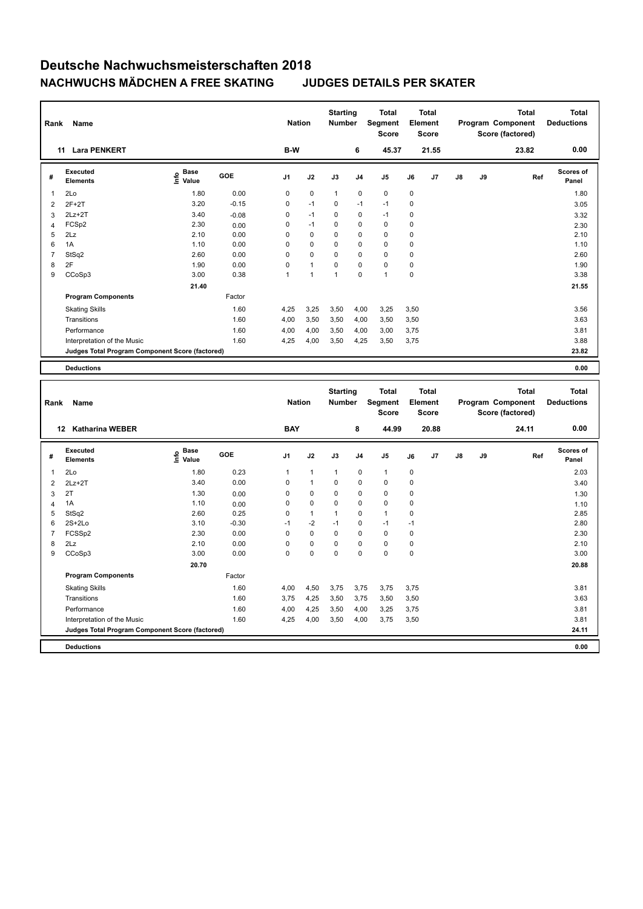# Deutsche Nachwuchsmeisterschaften 2018

## NACHWUCHS MÄDCHEN A FREE SKATING JUDGES DETAILS PER SKATER

| Rank | Name | Nation | Starting Number | Total Segment Score | Total Element Score | Total Program Component Score (factored) | Total Deductions |
|---|---|---|---|---|---|---|---|
| 11 | Lara PENKERT | B-W | 6 | 45.37 | 21.55 | 23.82 | 0.00 |

| # | Executed Elements | Info | Base Value | GOE | J1 | J2 | J3 | J4 | J5 | J6 | J7 | J8 | J9 | Ref | Scores of Panel |
|---|---|---|---|---|---|---|---|---|---|---|---|---|---|---|---|
| 1 | 2Lo | | 1.80 | 0.00 | 0 | 0 | 1 | 0 | 0 | 0 | | | | | 1.80 |
| 2 | 2F+2T | | 3.20 | -0.15 | 0 | -1 | 0 | -1 | -1 | 0 | | | | | 3.05 |
| 3 | 2Lz+2T | | 3.40 | -0.08 | 0 | -1 | 0 | 0 | -1 | 0 | | | | | 3.32 |
| 4 | FCSp2 | | 2.30 | 0.00 | 0 | -1 | 0 | 0 | 0 | 0 | | | | | 2.30 |
| 5 | 2Lz | | 2.10 | 0.00 | 0 | 0 | 0 | 0 | 0 | 0 | | | | | 2.10 |
| 6 | 1A | | 1.10 | 0.00 | 0 | 0 | 0 | 0 | 0 | 0 | | | | | 1.10 |
| 7 | StSq2 | | 2.60 | 0.00 | 0 | 0 | 0 | 0 | 0 | 0 | | | | | 2.60 |
| 8 | 2F | | 1.90 | 0.00 | 0 | 1 | 0 | 0 | 0 | 0 | | | | | 1.90 |
| 9 | CCoSp3 | | 3.00 | 0.38 | 1 | 1 | 1 | 0 | 1 | 0 | | | | | 3.38 |
| | | | 21.40 | | | | | | | | | | | | 21.55 |
| | **Program Components** | | | Factor | | | | | | | | | | | |
| | Skating Skills | | | 1.60 | 4,25 | 3,25 | 3,50 | 4,00 | 3,25 | 3,50 | | | | | 3.56 |
| | Transitions | | | 1.60 | 4,00 | 3,50 | 3,50 | 4,00 | 3,50 | 3,50 | | | | | 3.63 |
| | Performance | | | 1.60 | 4,00 | 4,00 | 3,50 | 4,00 | 3,00 | 3,75 | | | | | 3.81 |
| | Interpretation of the Music | | | 1.60 | 4,25 | 4,00 | 3,50 | 4,25 | 3,50 | 3,75 | | | | | 3.88 |
| | **Judges Total Program Component Score (factored)** | | | | | | | | | | | | | | 23.82 |
| | **Deductions** | | | | | | | | | | | | | | 0.00 |

| Rank | Name | Nation | Starting Number | Total Segment Score | Total Element Score | Total Program Component Score (factored) | Total Deductions |
|---|---|---|---|---|---|---|---|
| 12 | Katharina WEBER | BAY | 8 | 44.99 | 20.88 | 24.11 | 0.00 |

| # | Executed Elements | Info | Base Value | GOE | J1 | J2 | J3 | J4 | J5 | J6 | J7 | J8 | J9 | Ref | Scores of Panel |
|---|---|---|---|---|---|---|---|---|---|---|---|---|---|---|---|
| 1 | 2Lo | | 1.80 | 0.23 | 1 | 1 | 1 | 0 | 1 | 0 | | | | | 2.03 |
| 2 | 2Lz+2T | | 3.40 | 0.00 | 0 | 1 | 0 | 0 | 0 | 0 | | | | | 3.40 |
| 3 | 2T | | 1.30 | 0.00 | 0 | 0 | 0 | 0 | 0 | 0 | | | | | 1.30 |
| 4 | 1A | | 1.10 | 0.00 | 0 | 0 | 0 | 0 | 0 | 0 | | | | | 1.10 |
| 5 | StSq2 | | 2.60 | 0.25 | 0 | 1 | 1 | 0 | 1 | 0 | | | | | 2.85 |
| 6 | 2S+2Lo | | 3.10 | -0.30 | -1 | -2 | -1 | 0 | -1 | -1 | | | | | 2.80 |
| 7 | FCSSp2 | | 2.30 | 0.00 | 0 | 0 | 0 | 0 | 0 | 0 | | | | | 2.30 |
| 8 | 2Lz | | 2.10 | 0.00 | 0 | 0 | 0 | 0 | 0 | 0 | | | | | 2.10 |
| 9 | CCoSp3 | | 3.00 | 0.00 | 0 | 0 | 0 | 0 | 0 | 0 | | | | | 3.00 |
| | | | 20.70 | | | | | | | | | | | | 20.88 |
| | **Program Components** | | | Factor | | | | | | | | | | | |
| | Skating Skills | | | 1.60 | 4,00 | 4,50 | 3,75 | 3,75 | 3,75 | 3,75 | | | | | 3.81 |
| | Transitions | | | 1.60 | 3,75 | 4,25 | 3,50 | 3,75 | 3,50 | 3,50 | | | | | 3.63 |
| | Performance | | | 1.60 | 4,00 | 4,25 | 3,50 | 4,00 | 3,25 | 3,75 | | | | | 3.81 |
| | Interpretation of the Music | | | 1.60 | 4,25 | 4,00 | 3,50 | 4,00 | 3,75 | 3,50 | | | | | 3.81 |
| | **Judges Total Program Component Score (factored)** | | | | | | | | | | | | | | 24.11 |
| | **Deductions** | | | | | | | | | | | | | | 0.00 |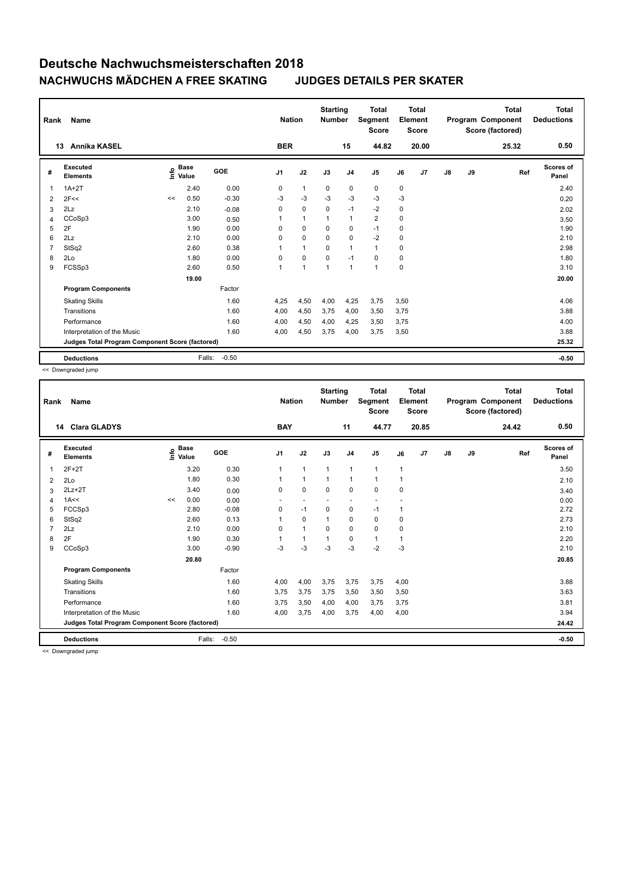# Deutsche Nachwuchsmeisterschaften 2018

## NACHWUCHS MÄDCHEN A FREE SKATING — JUDGES DETAILS PER SKATER

| Rank | Name | Nation | Starting Number | Total Segment Score | Total Element Score | Total Program Component Score (factored) | Total Deductions |
|---|---|---|---|---|---|---|---|
| 13 | Annika KASEL | BER | 15 | 44.82 | 20.00 | 25.32 | 0.50 |

| # | Executed Elements | Info | Base Value | GOE | J1 | J2 | J3 | J4 | J5 | J6 | J7 | J8 | J9 | Ref | Scores of Panel |
|---|---|---|---|---|---|---|---|---|---|---|---|---|---|---|---|
| 1 | 1A+2T | | 2.40 | 0.00 | 0 | 1 | 0 | 0 | 0 | 0 | | | | | 2.40 |
| 2 | 2F<< | << | 0.50 | -0.30 | -3 | -3 | -3 | -3 | -3 | -3 | | | | | 0.20 |
| 3 | 2Lz | | 2.10 | -0.08 | 0 | 0 | 0 | -1 | -2 | 0 | | | | | 2.02 |
| 4 | CCoSp3 | | 3.00 | 0.50 | 1 | 1 | 1 | 1 | 2 | 0 | | | | | 3.50 |
| 5 | 2F | | 1.90 | 0.00 | 0 | 0 | 0 | 0 | -1 | 0 | | | | | 1.90 |
| 6 | 2Lz | | 2.10 | 0.00 | 0 | 0 | 0 | 0 | -2 | 0 | | | | | 2.10 |
| 7 | StSq2 | | 2.60 | 0.38 | 1 | 1 | 0 | 1 | 1 | 0 | | | | | 2.98 |
| 8 | 2Lo | | 1.80 | 0.00 | 0 | 0 | 0 | -1 | 0 | 0 | | | | | 1.80 |
| 9 | FCSSp3 | | 2.60 | 0.50 | 1 | 1 | 1 | 1 | 1 | 0 | | | | | 3.10 |
| | | | 19.00 | | | | | | | | | | | | 20.00 |
| | **Program Components** | | | Factor | | | | | | | | | | | |
| | Skating Skills | | | 1.60 | 4,25 | 4,50 | 4,00 | 4,25 | 3,75 | 3,50 | | | | | 4.06 |
| | Transitions | | | 1.60 | 4,00 | 4,50 | 3,75 | 4,00 | 3,50 | 3,75 | | | | | 3.88 |
| | Performance | | | 1.60 | 4,00 | 4,50 | 4,00 | 4,25 | 3,50 | 3,75 | | | | | 4.00 |
| | Interpretation of the Music | | | 1.60 | 4,00 | 4,50 | 3,75 | 4,00 | 3,75 | 3,50 | | | | | 3.88 |
| | **Judges Total Program Component Score (factored)** | | | | | | | | | | | | | | 25.32 |
| | **Deductions** | | Falls: | -0.50 | | | | | | | | | | | -0.50 |

<< Downgraded jump

| Rank | Name | Nation | Starting Number | Total Segment Score | Total Element Score | Total Program Component Score (factored) | Total Deductions |
|---|---|---|---|---|---|---|---|
| 14 | Clara GLADYS | BAY | 11 | 44.77 | 20.85 | 24.42 | 0.50 |

| # | Executed Elements | Info | Base Value | GOE | J1 | J2 | J3 | J4 | J5 | J6 | J7 | J8 | J9 | Ref | Scores of Panel |
|---|---|---|---|---|---|---|---|---|---|---|---|---|---|---|---|
| 1 | 2F+2T | | 3.20 | 0.30 | 1 | 1 | 1 | 1 | 1 | 1 | | | | | 3.50 |
| 2 | 2Lo | | 1.80 | 0.30 | 1 | 1 | 1 | 1 | 1 | 1 | | | | | 2.10 |
| 3 | 2Lz+2T | | 3.40 | 0.00 | 0 | 0 | 0 | 0 | 0 | 0 | | | | | 3.40 |
| 4 | 1A<< | << | 0.00 | 0.00 | - | - | - | - | - | - | | | | | 0.00 |
| 5 | FCCSp3 | | 2.80 | -0.08 | 0 | -1 | 0 | 0 | -1 | 1 | | | | | 2.72 |
| 6 | StSq2 | | 2.60 | 0.13 | 1 | 0 | 1 | 0 | 0 | 0 | | | | | 2.73 |
| 7 | 2Lz | | 2.10 | 0.00 | 0 | 1 | 0 | 0 | 0 | 0 | | | | | 2.10 |
| 8 | 2F | | 1.90 | 0.30 | 1 | 1 | 1 | 0 | 1 | 1 | | | | | 2.20 |
| 9 | CCoSp3 | | 3.00 | -0.90 | -3 | -3 | -3 | -3 | -2 | -3 | | | | | 2.10 |
| | | | 20.80 | | | | | | | | | | | | 20.85 |
| | **Program Components** | | | Factor | | | | | | | | | | | |
| | Skating Skills | | | 1.60 | 4,00 | 4,00 | 3,75 | 3,75 | 3,75 | 4,00 | | | | | 3.88 |
| | Transitions | | | 1.60 | 3,75 | 3,75 | 3,75 | 3,50 | 3,50 | 3,50 | | | | | 3.63 |
| | Performance | | | 1.60 | 3,75 | 3,50 | 4,00 | 4,00 | 3,75 | 3,75 | | | | | 3.81 |
| | Interpretation of the Music | | | 1.60 | 4,00 | 3,75 | 4,00 | 3,75 | 4,00 | 4,00 | | | | | 3.94 |
| | **Judges Total Program Component Score (factored)** | | | | | | | | | | | | | | 24.42 |
| | **Deductions** | | Falls: | -0.50 | | | | | | | | | | | -0.50 |

<< Downgraded jump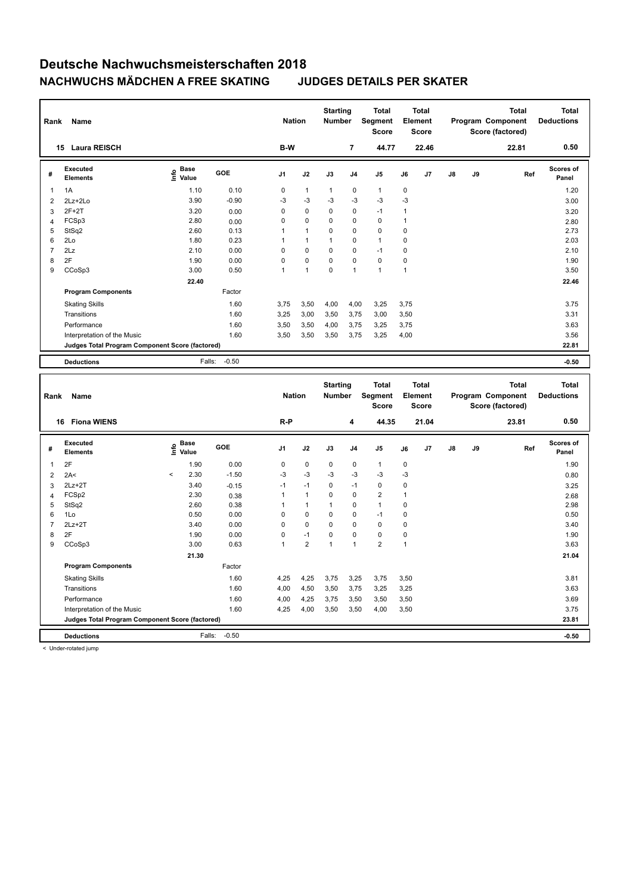# Deutsche Nachwuchsmeisterschaften 2018

## NACHWUCHS MÄDCHEN A FREE SKATING JUDGES DETAILS PER SKATER

| Rank | Name | Nation | Starting Number | Total Segment Score | Total Element Score | Total Program Component Score (factored) | Total Deductions |
|---|---|---|---|---|---|---|---|
| 15 | Laura REISCH | B-W | 7 | 44.77 | 22.46 | 22.81 | 0.50 |

| # | Executed Elements | Info | Base Value | GOE | J1 | J2 | J3 | J4 | J5 | J6 | J7 | J8 | J9 | Ref | Scores of Panel |
|---|---|---|---|---|---|---|---|---|---|---|---|---|---|---|---|
| 1 | 1A | | 1.10 | 0.10 | 0 | 1 | 1 | 0 | 1 | 0 | | | | | 1.20 |
| 2 | 2Lz+2Lo | | 3.90 | -0.90 | -3 | -3 | -3 | -3 | -3 | -3 | | | | | 3.00 |
| 3 | 2F+2T | | 3.20 | 0.00 | 0 | 0 | 0 | 0 | -1 | 1 | | | | | 3.20 |
| 4 | FCSp3 | | 2.80 | 0.00 | 0 | 0 | 0 | 0 | 0 | 1 | | | | | 2.80 |
| 5 | StSq2 | | 2.60 | 0.13 | 1 | 1 | 0 | 0 | 0 | 0 | | | | | 2.73 |
| 6 | 2Lo | | 1.80 | 0.23 | 1 | 1 | 1 | 0 | 1 | 0 | | | | | 2.03 |
| 7 | 2Lz | | 2.10 | 0.00 | 0 | 0 | 0 | 0 | -1 | 0 | | | | | 2.10 |
| 8 | 2F | | 1.90 | 0.00 | 0 | 0 | 0 | 0 | 0 | 0 | | | | | 1.90 |
| 9 | CCoSp3 | | 3.00 | 0.50 | 1 | 1 | 0 | 1 | 1 | 1 | | | | | 3.50 |
| | | | 22.40 | | | | | | | | | | | | 22.46 |
| | **Program Components** | | | Factor | | | | | | | | | | | |
| | Skating Skills | | | 1.60 | 3,75 | 3,50 | 4,00 | 4,00 | 3,25 | 3,75 | | | | | 3.75 |
| | Transitions | | | 1.60 | 3,25 | 3,00 | 3,50 | 3,75 | 3,00 | 3,50 | | | | | 3.31 |
| | Performance | | | 1.60 | 3,50 | 3,50 | 4,00 | 3,75 | 3,25 | 3,75 | | | | | 3.63 |
| | Interpretation of the Music | | | 1.60 | 3,50 | 3,50 | 3,50 | 3,75 | 3,25 | 4,00 | | | | | 3.56 |
| | **Judges Total Program Component Score (factored)** | | | | | | | | | | | | | | 22.81 |
| | **Deductions** | | Falls: | -0.50 | | | | | | | | | | | -0.50 |

| Rank | Name | Nation | Starting Number | Total Segment Score | Total Element Score | Total Program Component Score (factored) | Total Deductions |
|---|---|---|---|---|---|---|---|
| 16 | Fiona WIENS | R-P | 4 | 44.35 | 21.04 | 23.81 | 0.50 |

| # | Executed Elements | Info | Base Value | GOE | J1 | J2 | J3 | J4 | J5 | J6 | J7 | J8 | J9 | Ref | Scores of Panel |
|---|---|---|---|---|---|---|---|---|---|---|---|---|---|---|---|
| 1 | 2F | | 1.90 | 0.00 | 0 | 0 | 0 | 0 | 1 | 0 | | | | | 1.90 |
| 2 | 2A< | < | 2.30 | -1.50 | -3 | -3 | -3 | -3 | -3 | -3 | | | | | 0.80 |
| 3 | 2Lz+2T | | 3.40 | -0.15 | -1 | -1 | 0 | -1 | 0 | 0 | | | | | 3.25 |
| 4 | FCSp2 | | 2.30 | 0.38 | 1 | 1 | 0 | 0 | 2 | 1 | | | | | 2.68 |
| 5 | StSq2 | | 2.60 | 0.38 | 1 | 1 | 1 | 0 | 1 | 0 | | | | | 2.98 |
| 6 | 1Lo | | 0.50 | 0.00 | 0 | 0 | 0 | 0 | -1 | 0 | | | | | 0.50 |
| 7 | 2Lz+2T | | 3.40 | 0.00 | 0 | 0 | 0 | 0 | 0 | 0 | | | | | 3.40 |
| 8 | 2F | | 1.90 | 0.00 | 0 | -1 | 0 | 0 | 0 | 0 | | | | | 1.90 |
| 9 | CCoSp3 | | 3.00 | 0.63 | 1 | 2 | 1 | 1 | 2 | 1 | | | | | 3.63 |
| | | | 21.30 | | | | | | | | | | | | 21.04 |
| | **Program Components** | | | Factor | | | | | | | | | | | |
| | Skating Skills | | | 1.60 | 4,25 | 4,25 | 3,75 | 3,25 | 3,75 | 3,50 | | | | | 3.81 |
| | Transitions | | | 1.60 | 4,00 | 4,50 | 3,50 | 3,75 | 3,25 | 3,25 | | | | | 3.63 |
| | Performance | | | 1.60 | 4,00 | 4,25 | 3,75 | 3,50 | 3,50 | 3,50 | | | | | 3.69 |
| | Interpretation of the Music | | | 1.60 | 4,25 | 4,00 | 3,50 | 3,50 | 4,00 | 3,50 | | | | | 3.75 |
| | **Judges Total Program Component Score (factored)** | | | | | | | | | | | | | | 23.81 |
| | **Deductions** | | Falls: | -0.50 | | | | | | | | | | | -0.50 |

< Under-rotated jump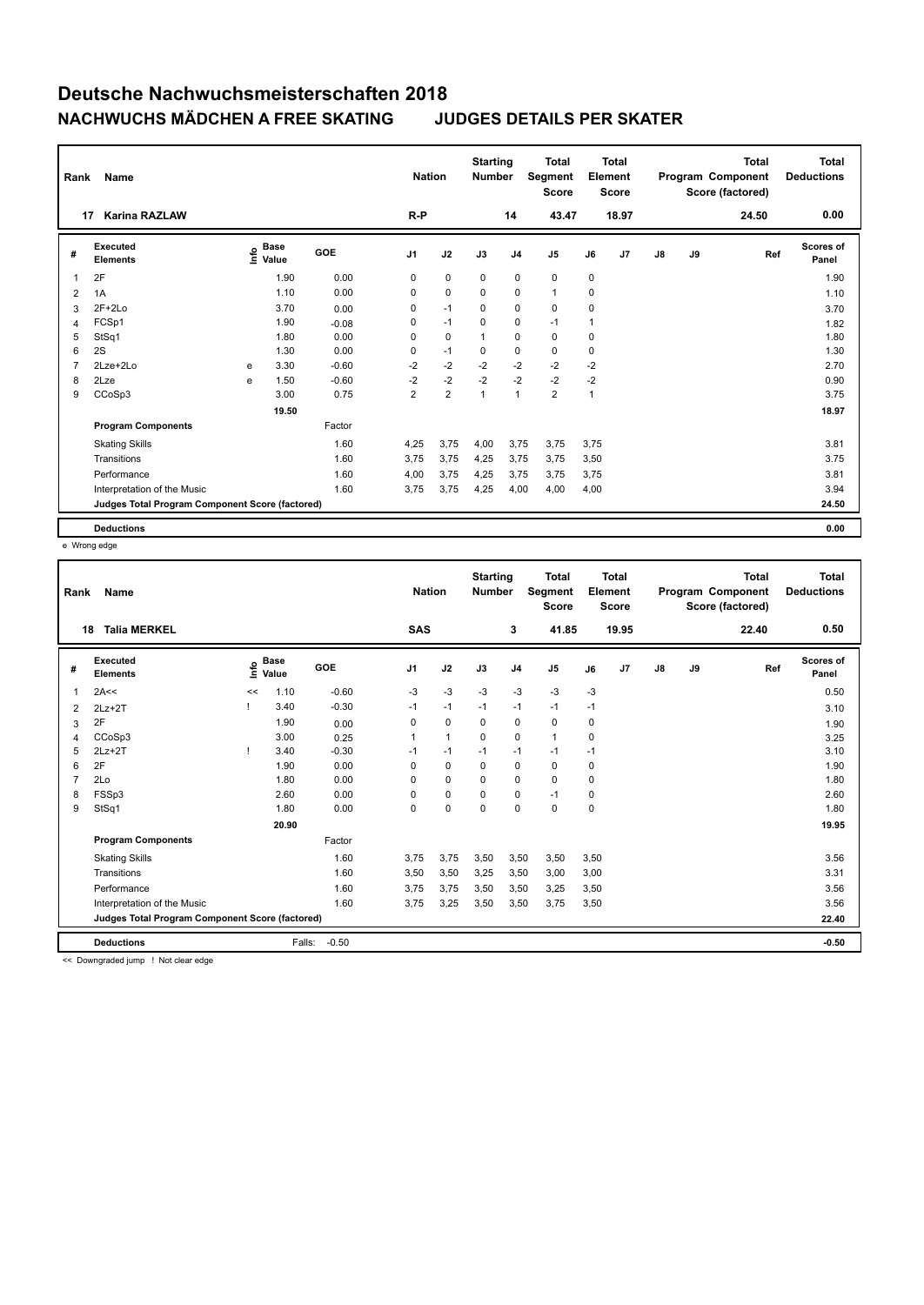# Deutsche Nachwuchsmeisterschaften 2018

## NACHWUCHS MÄDCHEN A FREE SKATING JUDGES DETAILS PER SKATER

| Rank | Name | Nation | Starting Number | Total Segment Score | Total Element Score | Total Program Component Score (factored) | Total Deductions |
|---|---|---|---|---|---|---|---|
| 17 | Karina RAZLAW | R-P | 14 | 43.47 | 18.97 | 24.50 | 0.00 |

| # | Executed Elements | Info | Base Value | GOE | J1 | J2 | J3 | J4 | J5 | J6 | J7 | J8 | J9 | Ref | Scores of Panel |
|---|---|---|---|---|---|---|---|---|---|---|---|---|---|---|---|
| 1 | 2F | | 1.90 | 0.00 | 0 | 0 | 0 | 0 | 0 | 0 | | | | | 1.90 |
| 2 | 1A | | 1.10 | 0.00 | 0 | 0 | 0 | 0 | 1 | 0 | | | | | 1.10 |
| 3 | 2F+2Lo | | 3.70 | 0.00 | 0 | -1 | 0 | 0 | 0 | 0 | | | | | 3.70 |
| 4 | FCSp1 | | 1.90 | -0.08 | 0 | -1 | 0 | 0 | -1 | 1 | | | | | 1.82 |
| 5 | StSq1 | | 1.80 | 0.00 | 0 | 0 | 1 | 0 | 0 | 0 | | | | | 1.80 |
| 6 | 2S | | 1.30 | 0.00 | 0 | -1 | 0 | 0 | 0 | 0 | | | | | 1.30 |
| 7 | 2Lze+2Lo | e | 3.30 | -0.60 | -2 | -2 | -2 | -2 | -2 | -2 | | | | | 2.70 |
| 8 | 2Lze | e | 1.50 | -0.60 | -2 | -2 | -2 | -2 | -2 | -2 | | | | | 0.90 |
| 9 | CCoSp3 | | 3.00 | 0.75 | 2 | 2 | 1 | 1 | 2 | 1 | | | | | 3.75 |
| | | | 19.50 | | | | | | | | | | | | 18.97 |
| | **Program Components** | | | Factor | | | | | | | | | | | |
| | Skating Skills | | | 1.60 | 4,25 | 3,75 | 4,00 | 3,75 | 3,75 | 3,75 | | | | | 3.81 |
| | Transitions | | | 1.60 | 3,75 | 3,75 | 4,25 | 3,75 | 3,75 | 3,50 | | | | | 3.75 |
| | Performance | | | 1.60 | 4,00 | 3,75 | 4,25 | 3,75 | 3,75 | 3,75 | | | | | 3.81 |
| | Interpretation of the Music | | | 1.60 | 3,75 | 3,75 | 4,25 | 4,00 | 4,00 | 4,00 | | | | | 3.94 |
| | **Judges Total Program Component Score (factored)** | | | | | | | | | | | | | | 24.50 |
| | **Deductions** | | | | | | | | | | | | | | 0.00 |

e Wrong edge

| Rank | Name | Nation | Starting Number | Total Segment Score | Total Element Score | Total Program Component Score (factored) | Total Deductions |
|---|---|---|---|---|---|---|---|
| 18 | Talia MERKEL | SAS | 3 | 41.85 | 19.95 | 22.40 | 0.50 |

| # | Executed Elements | Info | Base Value | GOE | J1 | J2 | J3 | J4 | J5 | J6 | J7 | J8 | J9 | Ref | Scores of Panel |
|---|---|---|---|---|---|---|---|---|---|---|---|---|---|---|---|
| 1 | 2A<< | << | 1.10 | -0.60 | -3 | -3 | -3 | -3 | -3 | -3 | | | | | 0.50 |
| 2 | 2Lz+2T | ! | 3.40 | -0.30 | -1 | -1 | -1 | -1 | -1 | -1 | | | | | 3.10 |
| 3 | 2F | | 1.90 | 0.00 | 0 | 0 | 0 | 0 | 0 | 0 | | | | | 1.90 |
| 4 | CCoSp3 | | 3.00 | 0.25 | 1 | 1 | 0 | 0 | 1 | 0 | | | | | 3.25 |
| 5 | 2Lz+2T | ! | 3.40 | -0.30 | -1 | -1 | -1 | -1 | -1 | -1 | | | | | 3.10 |
| 6 | 2F | | 1.90 | 0.00 | 0 | 0 | 0 | 0 | 0 | 0 | | | | | 1.90 |
| 7 | 2Lo | | 1.80 | 0.00 | 0 | 0 | 0 | 0 | 0 | 0 | | | | | 1.80 |
| 8 | FSSp3 | | 2.60 | 0.00 | 0 | 0 | 0 | 0 | -1 | 0 | | | | | 2.60 |
| 9 | StSq1 | | 1.80 | 0.00 | 0 | 0 | 0 | 0 | 0 | 0 | | | | | 1.80 |
| | | | 20.90 | | | | | | | | | | | | 19.95 |
| | **Program Components** | | | Factor | | | | | | | | | | | |
| | Skating Skills | | | 1.60 | 3,75 | 3,75 | 3,50 | 3,50 | 3,50 | 3,50 | | | | | 3.56 |
| | Transitions | | | 1.60 | 3,50 | 3,50 | 3,25 | 3,50 | 3,00 | 3,00 | | | | | 3.31 |
| | Performance | | | 1.60 | 3,75 | 3,75 | 3,50 | 3,50 | 3,25 | 3,50 | | | | | 3.56 |
| | Interpretation of the Music | | | 1.60 | 3,75 | 3,25 | 3,50 | 3,50 | 3,75 | 3,50 | | | | | 3.56 |
| | **Judges Total Program Component Score (factored)** | | | | | | | | | | | | | | 22.40 |
| | **Deductions** | | Falls: | -0.50 | | | | | | | | | | | -0.50 |

<< Downgraded jump ! Not clear edge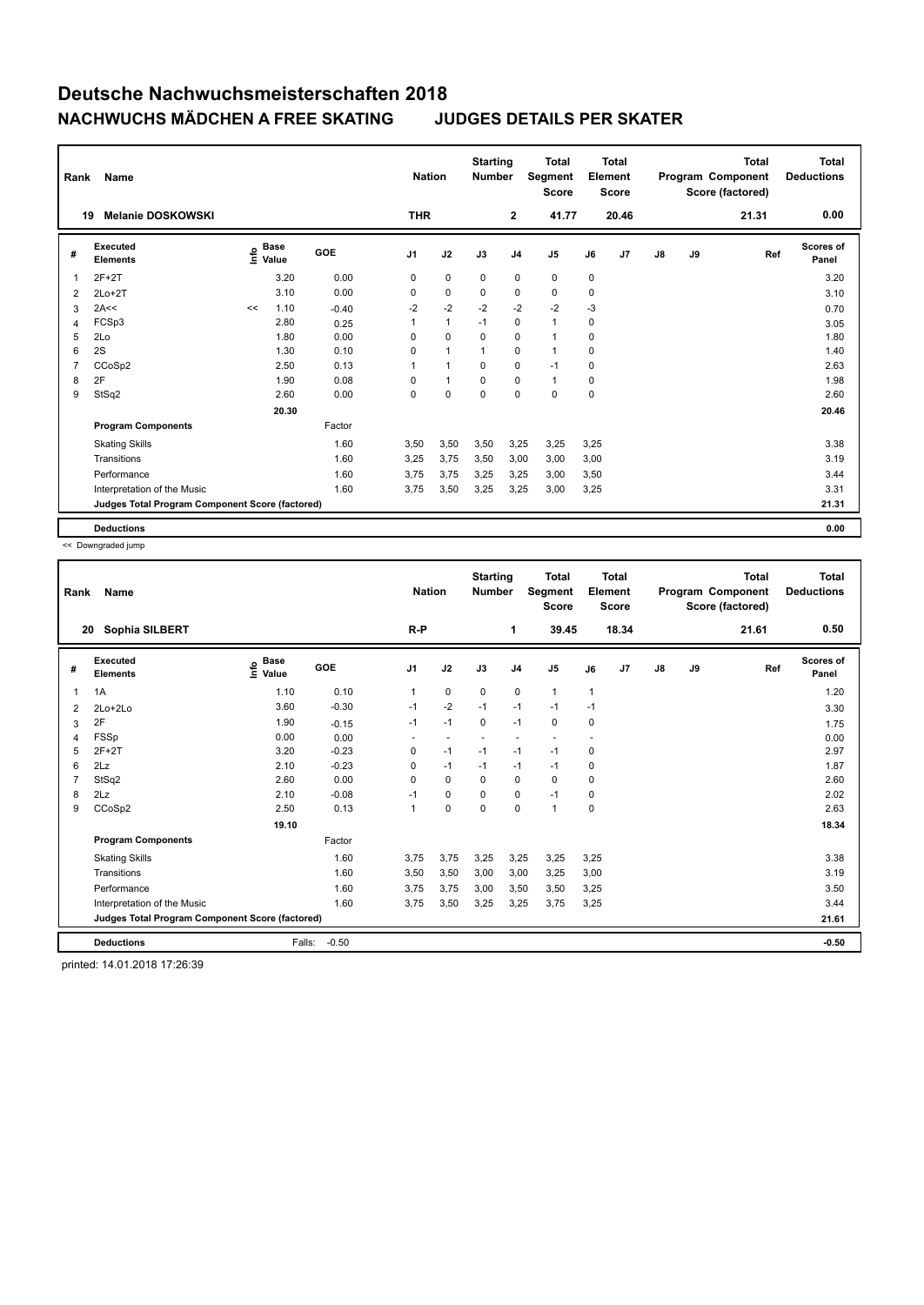# Deutsche Nachwuchsmeisterschaften 2018

## NACHWUCHS MÄDCHEN A FREE SKATING JUDGES DETAILS PER SKATER

| Rank | Name | Nation | Starting Number | Total Segment Score | Total Element Score | Total Program Component Score (factored) | Total Deductions |
|---|---|---|---|---|---|---|---|
| 19 | Melanie DOSKOWSKI | THR | 2 | 41.77 | 20.46 | 21.31 | 0.00 |

| # | Executed Elements | Info | Base Value | GOE | J1 | J2 | J3 | J4 | J5 | J6 | J7 | J8 | J9 | Ref | Scores of Panel |
|---|---|---|---|---|---|---|---|---|---|---|---|---|---|---|---|
| 1 | 2F+2T | | 3.20 | 0.00 | 0 | 0 | 0 | 0 | 0 | 0 | | | | | 3.20 |
| 2 | 2Lo+2T | | 3.10 | 0.00 | 0 | 0 | 0 | 0 | 0 | 0 | | | | | 3.10 |
| 3 | 2A<< | << | 1.10 | -0.40 | -2 | -2 | -2 | -2 | -2 | -3 | | | | | 0.70 |
| 4 | FCSp3 | | 2.80 | 0.25 | 1 | 1 | -1 | 0 | 1 | 0 | | | | | 3.05 |
| 5 | 2Lo | | 1.80 | 0.00 | 0 | 0 | 0 | 0 | 1 | 0 | | | | | 1.80 |
| 6 | 2S | | 1.30 | 0.10 | 0 | 1 | 1 | 0 | 1 | 0 | | | | | 1.40 |
| 7 | CCoSp2 | | 2.50 | 0.13 | 1 | 1 | 0 | 0 | -1 | 0 | | | | | 2.63 |
| 8 | 2F | | 1.90 | 0.08 | 0 | 1 | 0 | 0 | 1 | 0 | | | | | 1.98 |
| 9 | StSq2 | | 2.60 | 0.00 | 0 | 0 | 0 | 0 | 0 | 0 | | | | | 2.60 |
| | | | 20.30 | | | | | | | | | | | | 20.46 |
| | **Program Components** | | | Factor | | | | | | | | | | | |
| | Skating Skills | | | 1.60 | 3,50 | 3,50 | 3,50 | 3,25 | 3,25 | 3,25 | | | | | 3.38 |
| | Transitions | | | 1.60 | 3,25 | 3,75 | 3,50 | 3,00 | 3,00 | 3,00 | | | | | 3.19 |
| | Performance | | | 1.60 | 3,75 | 3,75 | 3,25 | 3,25 | 3,00 | 3,50 | | | | | 3.44 |
| | Interpretation of the Music | | | 1.60 | 3,75 | 3,50 | 3,25 | 3,25 | 3,00 | 3,25 | | | | | 3.31 |
| | **Judges Total Program Component Score (factored)** | | | | | | | | | | | | | | 21.31 |
| | **Deductions** | | | | | | | | | | | | | | 0.00 |

<< Downgraded jump

| Rank | Name | Nation | Starting Number | Total Segment Score | Total Element Score | Total Program Component Score (factored) | Total Deductions |
|---|---|---|---|---|---|---|---|
| 20 | Sophia SILBERT | R-P | 1 | 39.45 | 18.34 | 21.61 | 0.50 |

| # | Executed Elements | Info | Base Value | GOE | J1 | J2 | J3 | J4 | J5 | J6 | J7 | J8 | J9 | Ref | Scores of Panel |
|---|---|---|---|---|---|---|---|---|---|---|---|---|---|---|---|
| 1 | 1A | | 1.10 | 0.10 | 1 | 0 | 0 | 0 | 1 | 1 | | | | | 1.20 |
| 2 | 2Lo+2Lo | | 3.60 | -0.30 | -1 | -2 | -1 | -1 | -1 | -1 | | | | | 3.30 |
| 3 | 2F | | 1.90 | -0.15 | -1 | -1 | 0 | -1 | 0 | 0 | | | | | 1.75 |
| 4 | FSSp | | 0.00 | 0.00 | - | - | - | - | - | - | | | | | 0.00 |
| 5 | 2F+2T | | 3.20 | -0.23 | 0 | -1 | -1 | -1 | -1 | 0 | | | | | 2.97 |
| 6 | 2Lz | | 2.10 | -0.23 | 0 | -1 | -1 | -1 | -1 | 0 | | | | | 1.87 |
| 7 | StSq2 | | 2.60 | 0.00 | 0 | 0 | 0 | 0 | 0 | 0 | | | | | 2.60 |
| 8 | 2Lz | | 2.10 | -0.08 | -1 | 0 | 0 | 0 | -1 | 0 | | | | | 2.02 |
| 9 | CCoSp2 | | 2.50 | 0.13 | 1 | 0 | 0 | 0 | 1 | 0 | | | | | 2.63 |
| | | | 19.10 | | | | | | | | | | | | 18.34 |
| | **Program Components** | | | Factor | | | | | | | | | | | |
| | Skating Skills | | | 1.60 | 3,75 | 3,75 | 3,25 | 3,25 | 3,25 | 3,25 | | | | | 3.38 |
| | Transitions | | | 1.60 | 3,50 | 3,50 | 3,00 | 3,00 | 3,25 | 3,00 | | | | | 3.19 |
| | Performance | | | 1.60 | 3,75 | 3,75 | 3,00 | 3,50 | 3,50 | 3,25 | | | | | 3.50 |
| | Interpretation of the Music | | | 1.60 | 3,75 | 3,50 | 3,25 | 3,25 | 3,75 | 3,25 | | | | | 3.44 |
| | **Judges Total Program Component Score (factored)** | | | | | | | | | | | | | | 21.61 |
| | **Deductions** | | Falls: | -0.50 | | | | | | | | | | | -0.50 |

printed: 14.01.2018 17:26:39